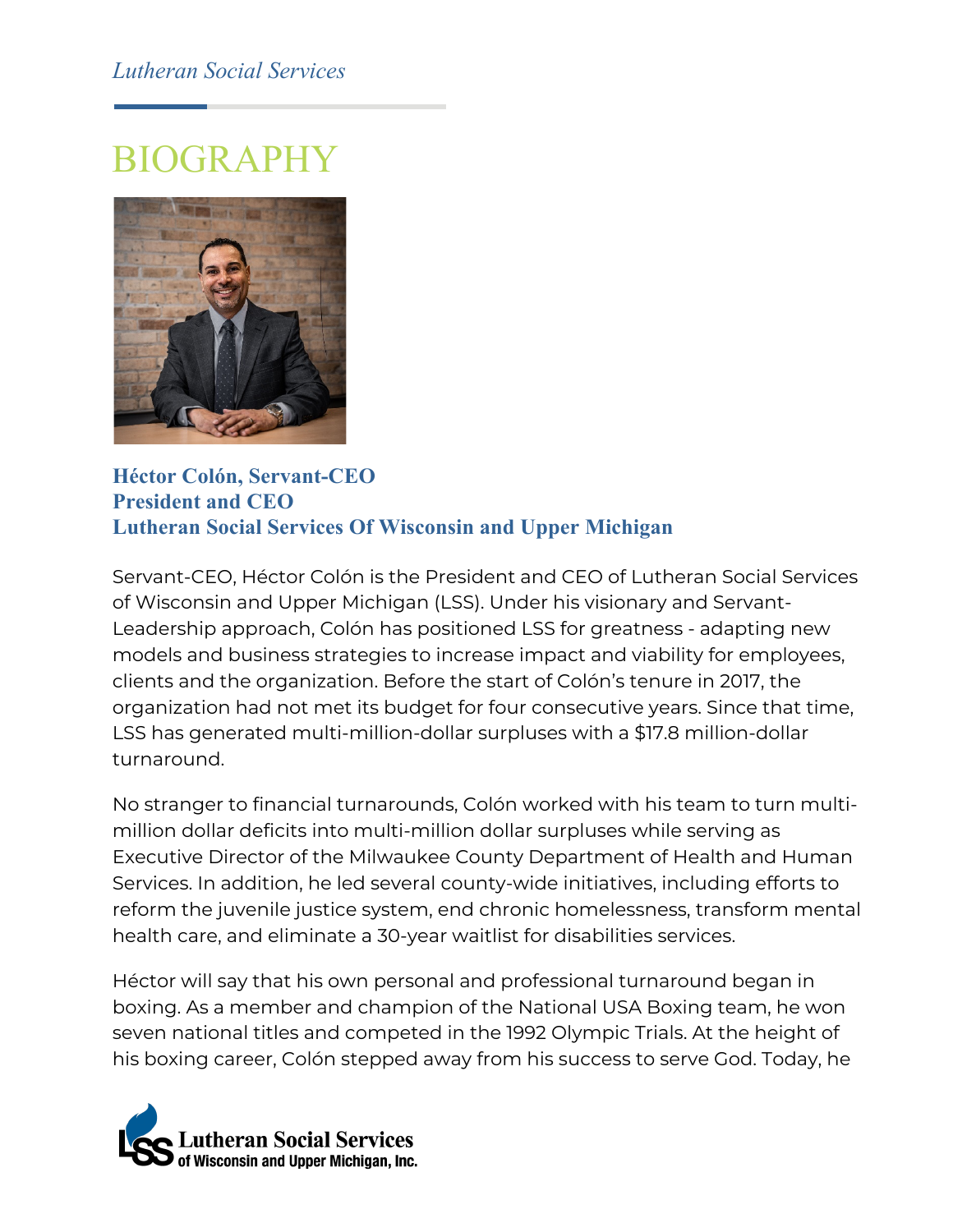*Lutheran Social Services*

# BIOGRAPHY

**Héctor Colón, Servant-CEO**
**President and CEO**
**Lutheran Social Services Of Wisconsin and Upper Michigan**

Servant-CEO, Héctor Colón is the President and CEO of Lutheran Social Services of Wisconsin and Upper Michigan (LSS). Under his visionary and Servant-Leadership approach, Colón has positioned LSS for greatness - adapting new models and business strategies to increase impact and viability for employees, clients and the organization. Before the start of Colón's tenure in 2017, the organization had not met its budget for four consecutive years. Since that time, LSS has generated multi-million-dollar surpluses with a $17.8 million-dollar turnaround.

No stranger to financial turnarounds, Colón worked with his team to turn multi-million dollar deficits into multi-million dollar surpluses while serving as Executive Director of the Milwaukee County Department of Health and Human Services. In addition, he led several county-wide initiatives, including efforts to reform the juvenile justice system, end chronic homelessness, transform mental health care, and eliminate a 30-year waitlist for disabilities services.

Héctor will say that his own personal and professional turnaround began in boxing. As a member and champion of the National USA Boxing team, he won seven national titles and competed in the 1992 Olympic Trials. At the height of his boxing career, Colón stepped away from his success to serve God. Today, he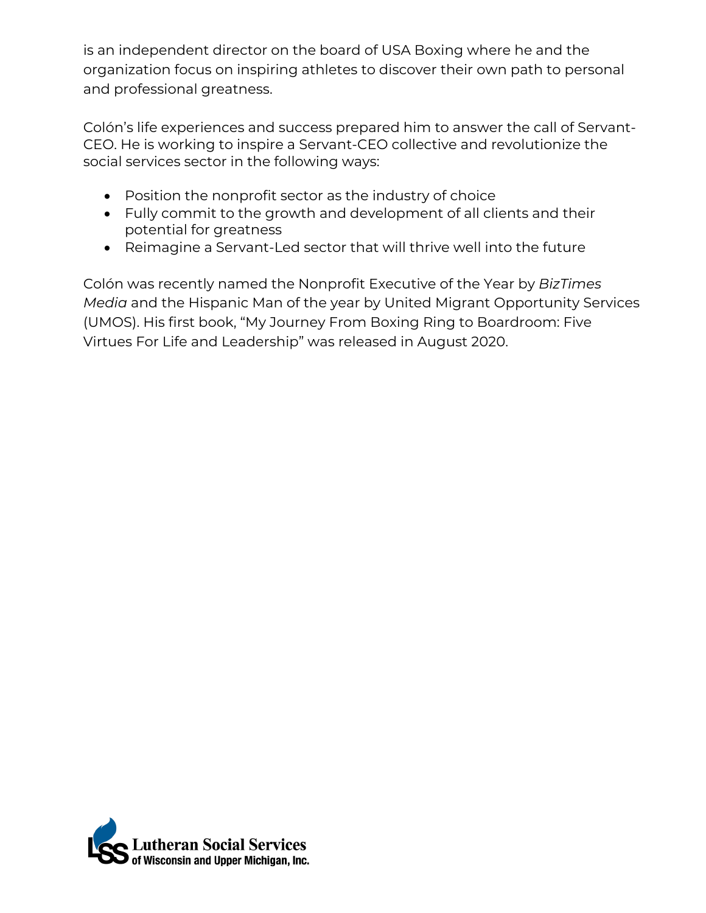is an independent director on the board of USA Boxing where he and the organization focus on inspiring athletes to discover their own path to personal and professional greatness.

Colón's life experiences and success prepared him to answer the call of Servant-CEO. He is working to inspire a Servant-CEO collective and revolutionize the social services sector in the following ways:

- Position the nonprofit sector as the industry of choice
- Fully commit to the growth and development of all clients and their potential for greatness
- Reimagine a Servant-Led sector that will thrive well into the future

Colón was recently named the Nonprofit Executive of the Year by *BizTimes Media* and the Hispanic Man of the year by United Migrant Opportunity Services (UMOS). His first book, "My Journey From Boxing Ring to Boardroom: Five Virtues For Life and Leadership" was released in August 2020.

Lutheran Social Services of Wisconsin and Upper Michigan, Inc.